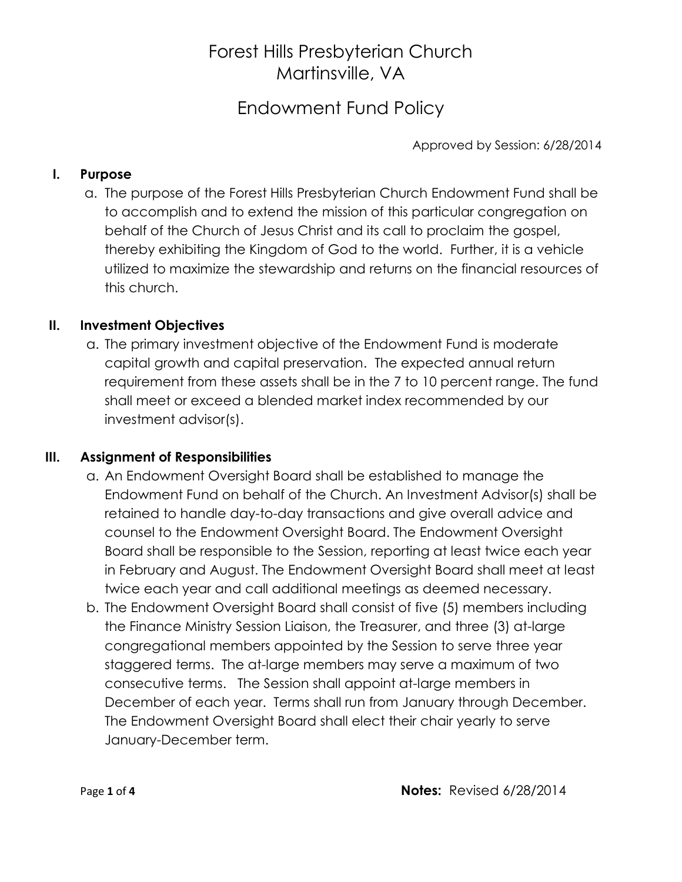# Forest Hills Presbyterian Church
# Martinsville, VA

## Endowment Fund Policy

Approved by Session: 6/28/2014

### I. Purpose

a. The purpose of the Forest Hills Presbyterian Church Endowment Fund shall be to accomplish and to extend the mission of this particular congregation on behalf of the Church of Jesus Christ and its call to proclaim the gospel, thereby exhibiting the Kingdom of God to the world. Further, it is a vehicle utilized to maximize the stewardship and returns on the financial resources of this church.

### II. Investment Objectives

a. The primary investment objective of the Endowment Fund is moderate capital growth and capital preservation. The expected annual return requirement from these assets shall be in the 7 to 10 percent range. The fund shall meet or exceed a blended market index recommended by our investment advisor(s).

### III. Assignment of Responsibilities

a. An Endowment Oversight Board shall be established to manage the Endowment Fund on behalf of the Church. An Investment Advisor(s) shall be retained to handle day-to-day transactions and give overall advice and counsel to the Endowment Oversight Board. The Endowment Oversight Board shall be responsible to the Session, reporting at least twice each year in February and August. The Endowment Oversight Board shall meet at least twice each year and call additional meetings as deemed necessary.

b. The Endowment Oversight Board shall consist of five (5) members including the Finance Ministry Session Liaison, the Treasurer, and three (3) at-large congregational members appointed by the Session to serve three year staggered terms. The at-large members may serve a maximum of two consecutive terms. The Session shall appoint at-large members in December of each year. Terms shall run from January through December. The Endowment Oversight Board shall elect their chair yearly to serve January-December term.

**Notes:** Revised 6/28/2014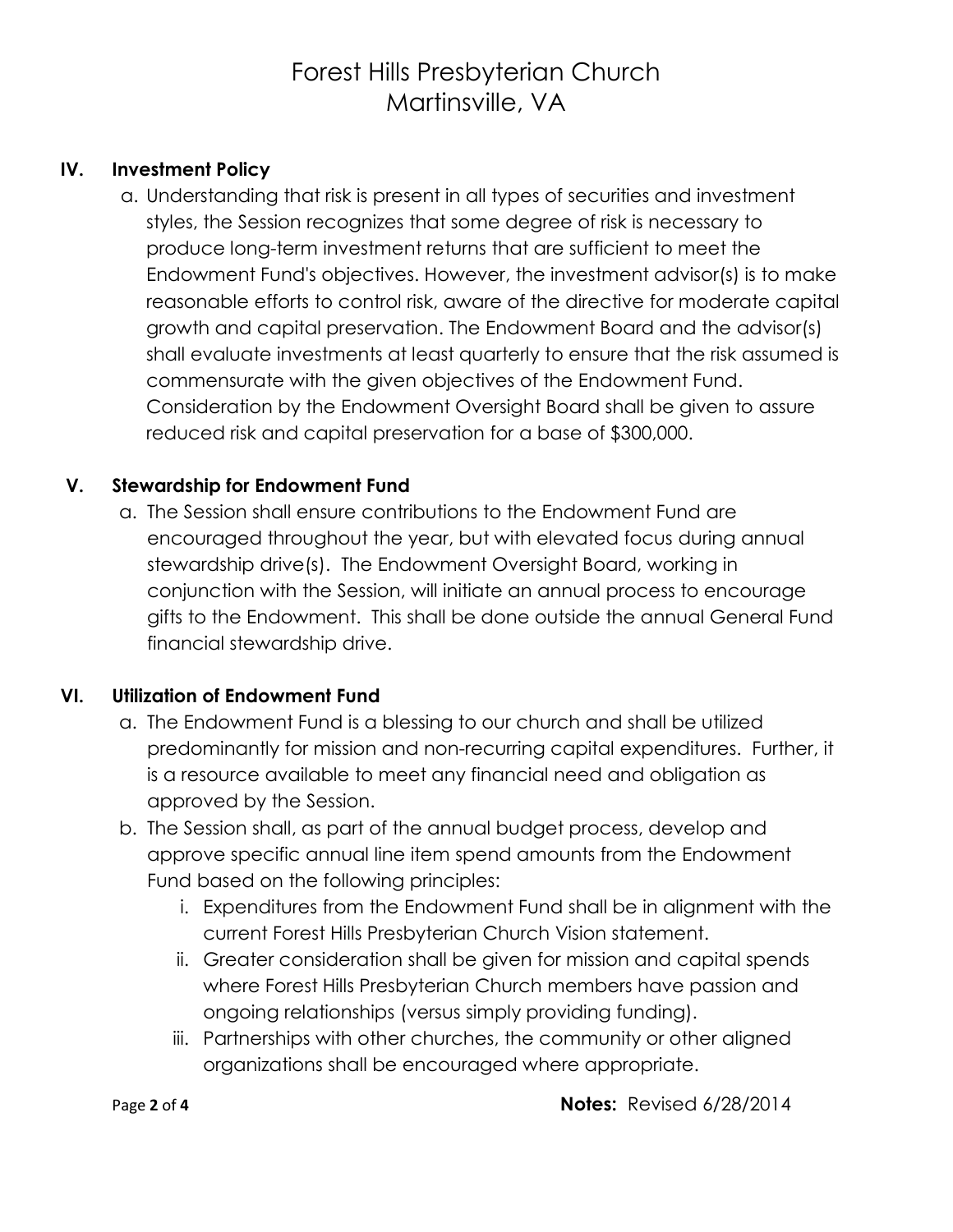## IV. Investment Policy

a. Understanding that risk is present in all types of securities and investment styles, the Session recognizes that some degree of risk is necessary to produce long-term investment returns that are sufficient to meet the Endowment Fund's objectives. However, the investment advisor(s) is to make reasonable efforts to control risk, aware of the directive for moderate capital growth and capital preservation. The Endowment Board and the advisor(s) shall evaluate investments at least quarterly to ensure that the risk assumed is commensurate with the given objectives of the Endowment Fund. Consideration by the Endowment Oversight Board shall be given to assure reduced risk and capital preservation for a base of $300,000.

## V. Stewardship for Endowment Fund

a. The Session shall ensure contributions to the Endowment Fund are encouraged throughout the year, but with elevated focus during annual stewardship drive(s). The Endowment Oversight Board, working in conjunction with the Session, will initiate an annual process to encourage gifts to the Endowment. This shall be done outside the annual General Fund financial stewardship drive.

## VI. Utilization of Endowment Fund

a. The Endowment Fund is a blessing to our church and shall be utilized predominantly for mission and non-recurring capital expenditures. Further, it is a resource available to meet any financial need and obligation as approved by the Session.

b. The Session shall, as part of the annual budget process, develop and approve specific annual line item spend amounts from the Endowment Fund based on the following principles:

   i. Expenditures from the Endowment Fund shall be in alignment with the current Forest Hills Presbyterian Church Vision statement.

   ii. Greater consideration shall be given for mission and capital spends where Forest Hills Presbyterian Church members have passion and ongoing relationships (versus simply providing funding).

   iii. Partnerships with other churches, the community or other aligned organizations shall be encouraged where appropriate.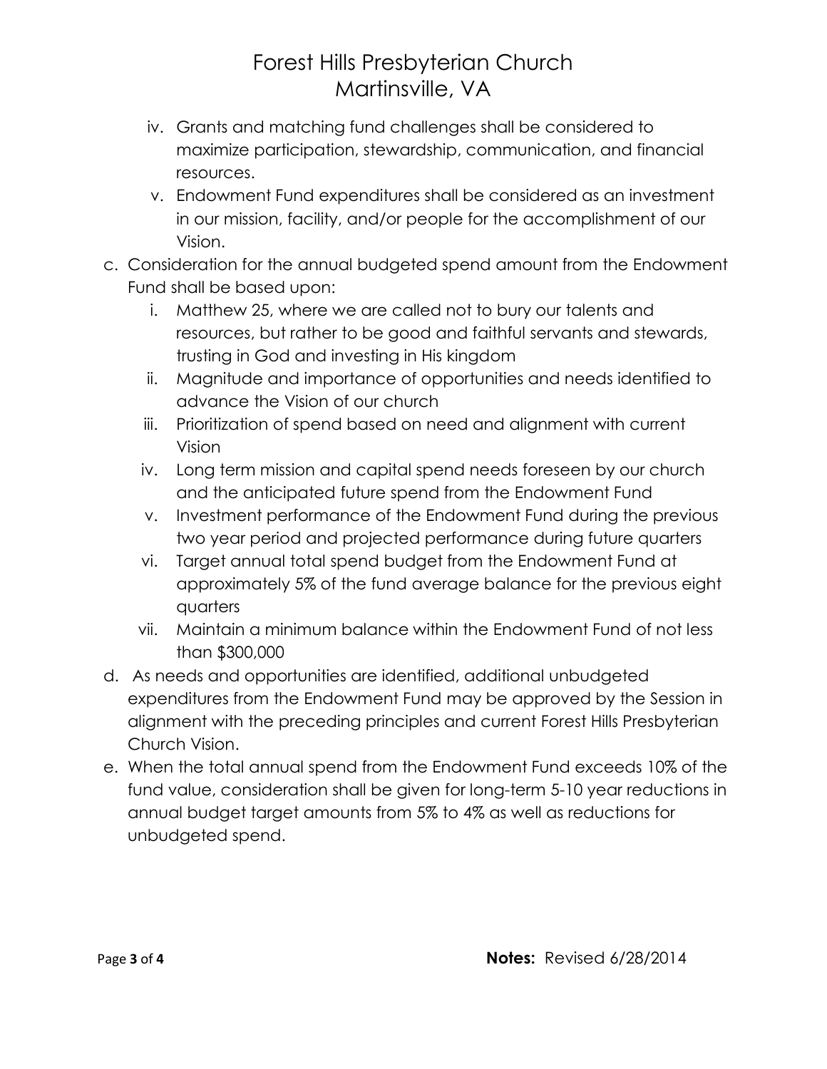iv. Grants and matching fund challenges shall be considered to maximize participation, stewardship, communication, and financial resources.
   v. Endowment Fund expenditures shall be considered as an investment in our mission, facility, and/or people for the accomplishment of our Vision.

c. Consideration for the annual budgeted spend amount from the Endowment Fund shall be based upon:
   i. Matthew 25, where we are called not to bury our talents and resources, but rather to be good and faithful servants and stewards, trusting in God and investing in His kingdom
   ii. Magnitude and importance of opportunities and needs identified to advance the Vision of our church
   iii. Prioritization of spend based on need and alignment with current Vision
   iv. Long term mission and capital spend needs foreseen by our church and the anticipated future spend from the Endowment Fund
   v. Investment performance of the Endowment Fund during the previous two year period and projected performance during future quarters
   vi. Target annual total spend budget from the Endowment Fund at approximately 5% of the fund average balance for the previous eight quarters
   vii. Maintain a minimum balance within the Endowment Fund of not less than $300,000

d. As needs and opportunities are identified, additional unbudgeted expenditures from the Endowment Fund may be approved by the Session in alignment with the preceding principles and current Forest Hills Presbyterian Church Vision.

e. When the total annual spend from the Endowment Fund exceeds 10% of the fund value, consideration shall be given for long-term 5-10 year reductions in annual budget target amounts from 5% to 4% as well as reductions for unbudgeted spend.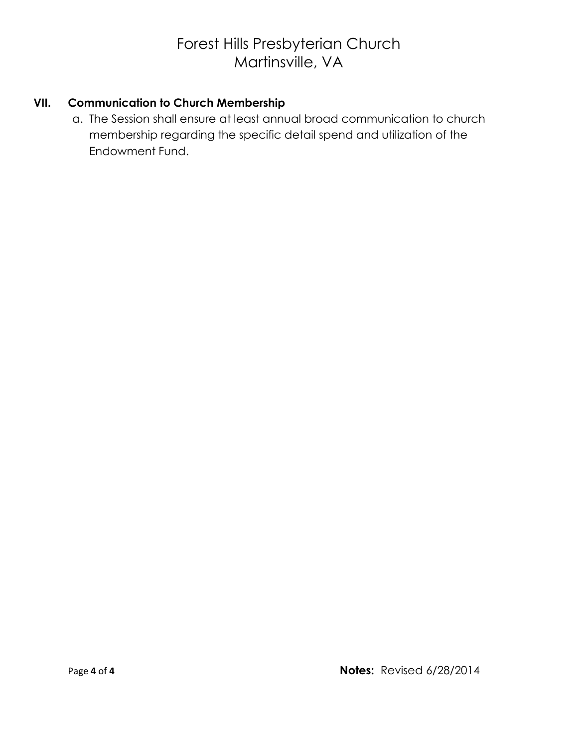## VII. Communication to Church Membership

a. The Session shall ensure at least annual broad communication to church membership regarding the specific detail spend and utilization of the Endowment Fund.

**Notes:** Revised 6/28/2014